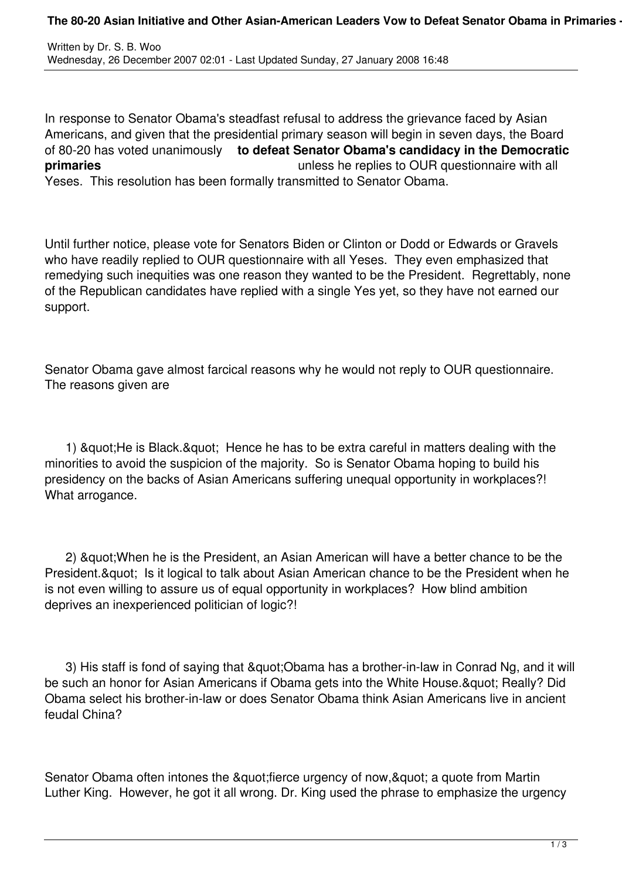# The 80-20 Asian Initiative and Other Asian-American Leaders Vow to Defeat Senator Obama in Primaries -

Written by Dr. S. B. Woo
Wednesday, 26 December 2007 02:01 - Last Updated Sunday, 27 January 2008 16:48

In response to Senator Obama's steadfast refusal to address the grievance faced by Asian Americans, and given that the presidential primary season will begin in seven days, the Board of 80-20 has voted unanimously **to defeat Senator Obama's candidacy in the Democratic primaries** unless he replies to OUR questionnaire with all Yeses. This resolution has been formally transmitted to Senator Obama.

Until further notice, please vote for Senators Biden or Clinton or Dodd or Edwards or Gravels who have readily replied to OUR questionnaire with all Yeses. They even emphasized that remedying such inequities was one reason they wanted to be the President. Regrettably, none of the Republican candidates have replied with a single Yes yet, so they have not earned our support.

Senator Obama gave almost farcical reasons why he would not reply to OUR questionnaire. The reasons given are

1) &quot;He is Black.&quot; Hence he has to be extra careful in matters dealing with the minorities to avoid the suspicion of the majority. So is Senator Obama hoping to build his presidency on the backs of Asian Americans suffering unequal opportunity in workplaces?! What arrogance.

2) &quot;When he is the President, an Asian American will have a better chance to be the President.&quot; Is it logical to talk about Asian American chance to be the President when he is not even willing to assure us of equal opportunity in workplaces? How blind ambition deprives an inexperienced politician of logic?!

3) His staff is fond of saying that &quot;Obama has a brother-in-law in Conrad Ng, and it will be such an honor for Asian Americans if Obama gets into the White House.&quot; Really? Did Obama select his brother-in-law or does Senator Obama think Asian Americans live in ancient feudal China?

Senator Obama often intones the &quot;fierce urgency of now,&quot; a quote from Martin Luther King. However, he got it all wrong. Dr. King used the phrase to emphasize the urgency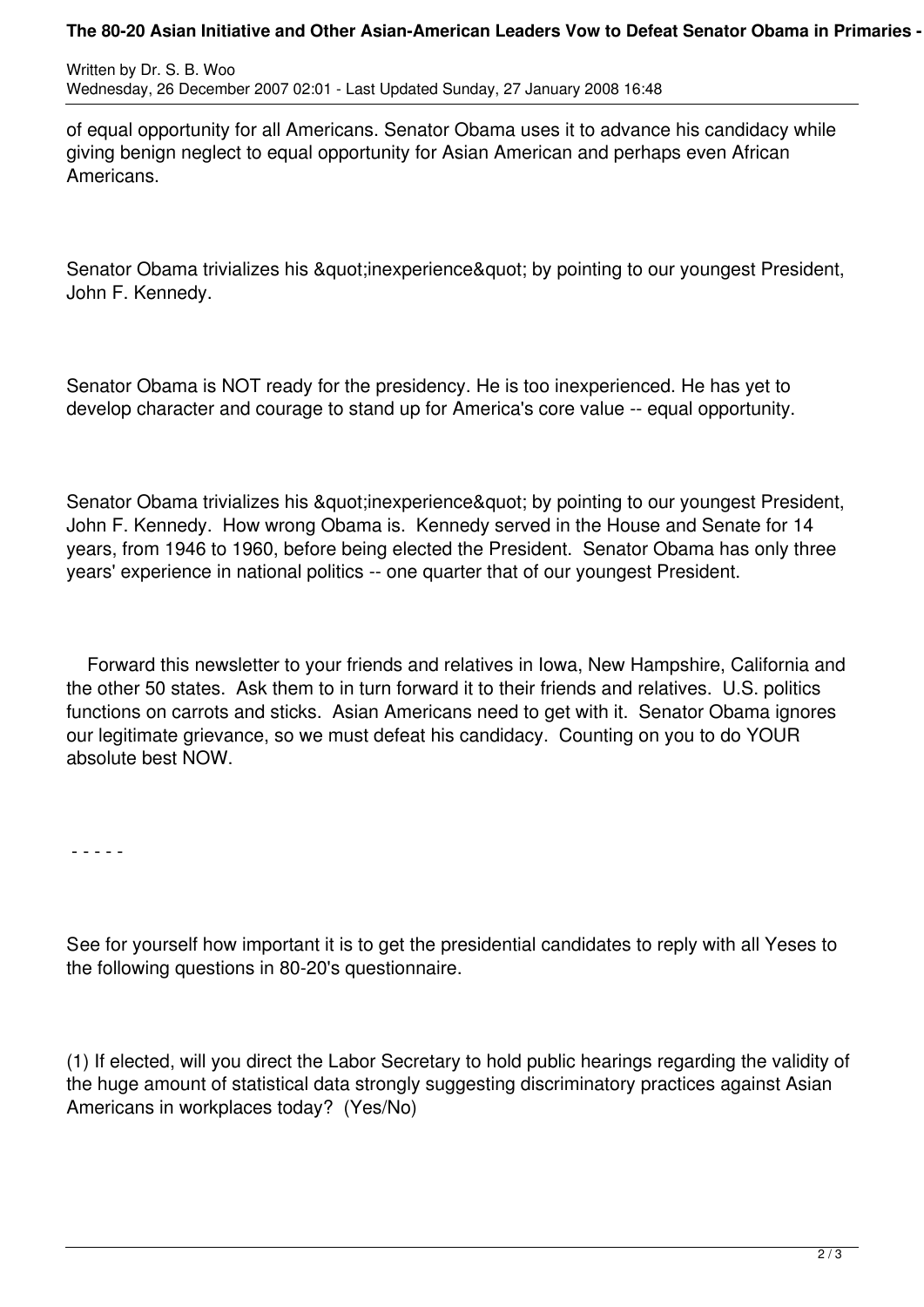of equal opportunity for all Americans. Senator Obama uses it to advance his candidacy while giving benign neglect to equal opportunity for Asian American and perhaps even African Americans.

Senator Obama trivializes his &quot;inexperience&quot; by pointing to our youngest President, John F. Kennedy.

Senator Obama is NOT ready for the presidency. He is too inexperienced. He has yet to develop character and courage to stand up for America's core value -- equal opportunity.

Senator Obama trivializes his &quot;inexperience&quot; by pointing to our youngest President, John F. Kennedy. How wrong Obama is. Kennedy served in the House and Senate for 14 years, from 1946 to 1960, before being elected the President. Senator Obama has only three years' experience in national politics -- one quarter that of our youngest President.

Forward this newsletter to your friends and relatives in Iowa, New Hampshire, California and the other 50 states. Ask them to in turn forward it to their friends and relatives. U.S. politics functions on carrots and sticks. Asian Americans need to get with it. Senator Obama ignores our legitimate grievance, so we must defeat his candidacy. Counting on you to do YOUR absolute best NOW.

- - - - -

See for yourself how important it is to get the presidential candidates to reply with all Yeses to the following questions in 80-20's questionnaire.

(1) If elected, will you direct the Labor Secretary to hold public hearings regarding the validity of the huge amount of statistical data strongly suggesting discriminatory practices against Asian Americans in workplaces today? (Yes/No)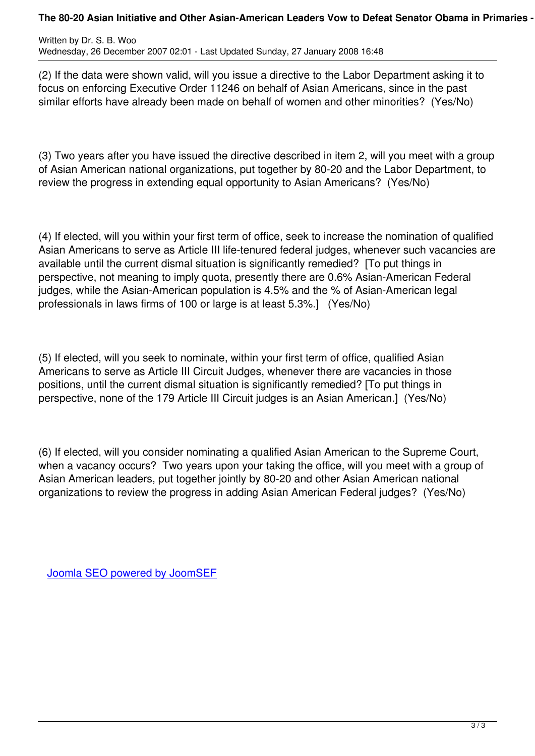(2) If the data were shown valid, will you issue a directive to the Labor Department asking it to focus on enforcing Executive Order 11246 on behalf of Asian Americans, since in the past similar efforts have already been made on behalf of women and other minorities?  (Yes/No)

(3) Two years after you have issued the directive described in item 2, will you meet with a group of Asian American national organizations, put together by 80-20 and the Labor Department, to review the progress in extending equal opportunity to Asian Americans?  (Yes/No)

(4) If elected, will you within your first term of office, seek to increase the nomination of qualified Asian Americans to serve as Article III life-tenured federal judges, whenever such vacancies are available until the current dismal situation is significantly remedied?  [To put things in perspective, not meaning to imply quota, presently there are 0.6% Asian-American Federal judges, while the Asian-American population is 4.5% and the % of Asian-American legal professionals in laws firms of 100 or large is at least 5.3%.]   (Yes/No)

(5) If elected, will you seek to nominate, within your first term of office, qualified Asian Americans to serve as Article III Circuit Judges, whenever there are vacancies in those positions, until the current dismal situation is significantly remedied? [To put things in perspective, none of the 179 Article III Circuit judges is an Asian American.]  (Yes/No)

(6) If elected, will you consider nominating a qualified Asian American to the Supreme Court, when a vacancy occurs?  Two years upon your taking the office, will you meet with a group of Asian American leaders, put together jointly by 80-20 and other Asian American national organizations to review the progress in adding Asian American Federal judges?  (Yes/No)

Joomla SEO powered by JoomSEF